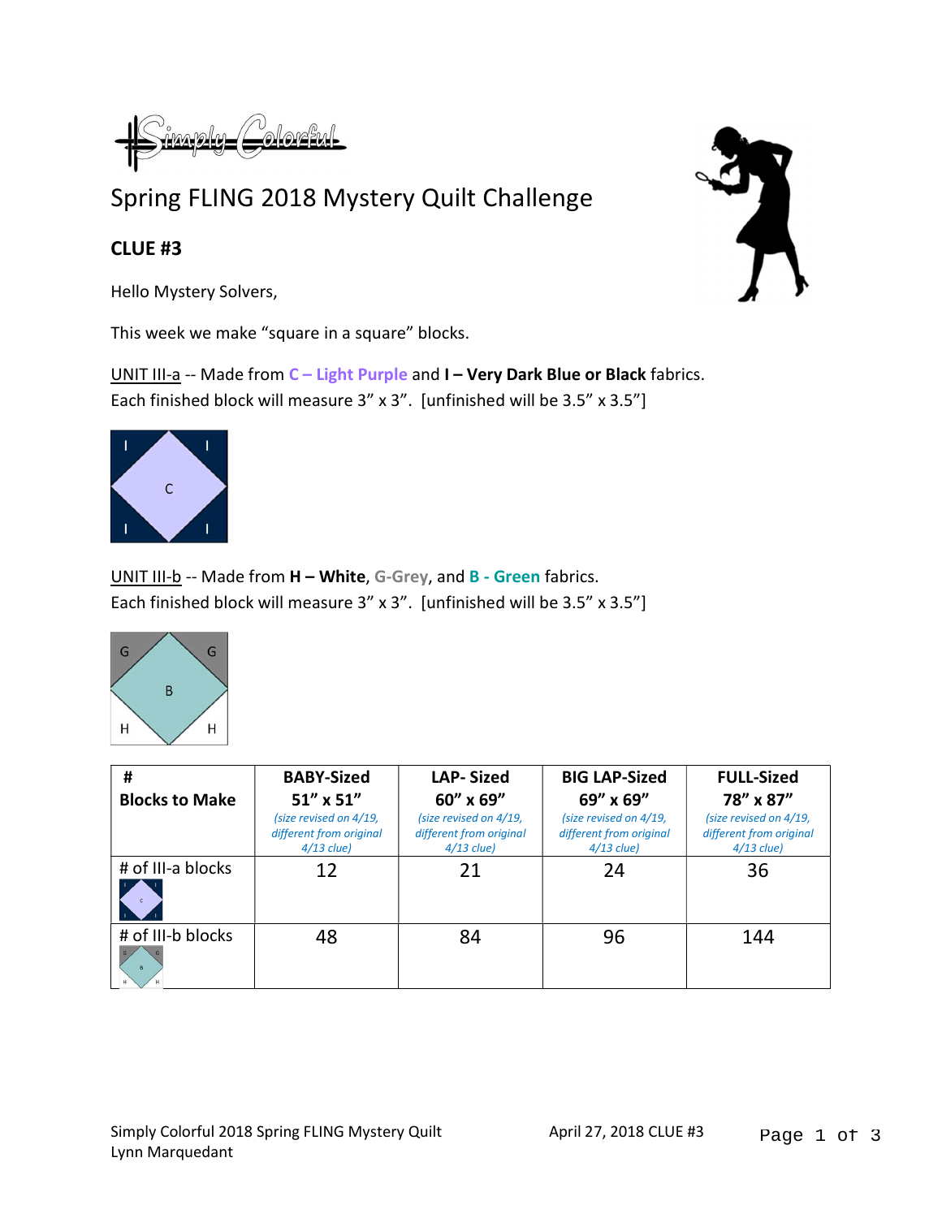Simply Colorful

# Spring FLING 2018 Mystery Quilt Challenge

## CLUE #3

Hello Mystery Solvers,

This week we make "square in a square" blocks.

UNIT III-a -- Made from **C – Light Purple** and **I – Very Dark Blue or Black** fabrics.
Each finished block will measure 3" x 3". [unfinished will be 3.5" x 3.5"]

UNIT III-b -- Made from **H – White**, **G-Grey**, and **B - Green** fabrics.
Each finished block will measure 3" x 3". [unfinished will be 3.5" x 3.5"]

| # Blocks to Make | BABY-Sized 51" x 51" *(size revised on 4/19, different from original 4/13 clue)* | LAP- Sized 60" x 69" *(size revised on 4/19, different from original 4/13 clue)* | BIG LAP-Sized 69" x 69" *(size revised on 4/19, different from original 4/13 clue)* | FULL-Sized 78" x 87" *(size revised on 4/19, different from original 4/13 clue)* |
|---|---|---|---|---|
| # of III-a blocks | 12 | 21 | 24 | 36 |
| # of III-b blocks | 48 | 84 | 96 | 144 |

Simply Colorful 2018 Spring FLING Mystery Quilt
Lynn Marquedant

April 27, 2018 CLUE #3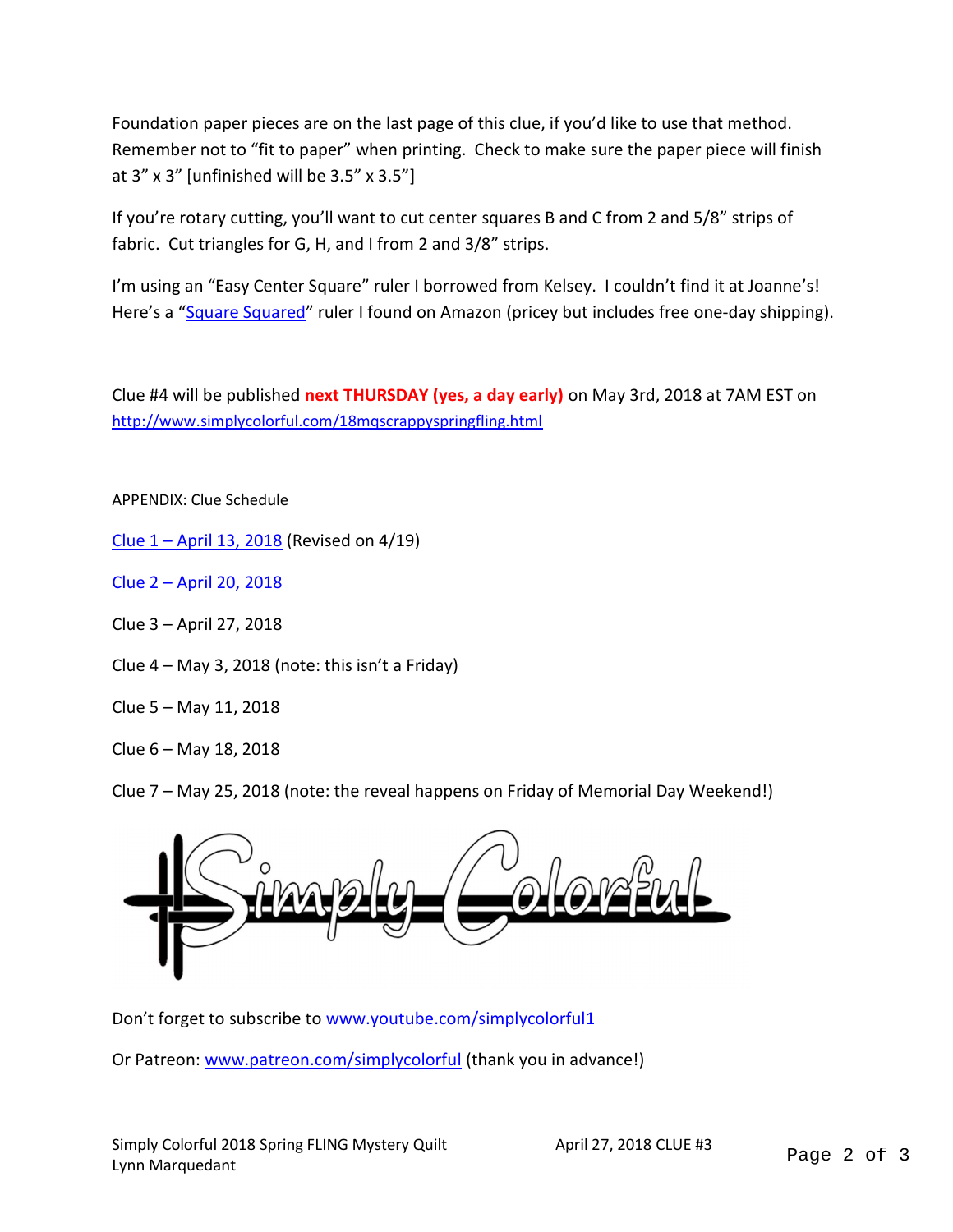Foundation paper pieces are on the last page of this clue, if you'd like to use that method. Remember not to "fit to paper" when printing. Check to make sure the paper piece will finish at 3" x 3" [unfinished will be 3.5" x 3.5"]

If you're rotary cutting, you'll want to cut center squares B and C from 2 and 5/8" strips of fabric. Cut triangles for G, H, and I from 2 and 3/8" strips.

I'm using an "Easy Center Square" ruler I borrowed from Kelsey. I couldn't find it at Joanne's! Here's a "[Square Squared]" ruler I found on Amazon (pricey but includes free one-day shipping).

Clue #4 will be published **next THURSDAY (yes, a day early)** on May 3rd, 2018 at 7AM EST on http://www.simplycolorful.com/18mqscrappyspringfling.html

APPENDIX: Clue Schedule

Clue 1 – April 13, 2018 (Revised on 4/19)

Clue 2 – April 20, 2018

Clue 3 – April 27, 2018

Clue 4 – May 3, 2018 (note: this isn't a Friday)

Clue 5 – May 11, 2018

Clue 6 – May 18, 2018

Clue 7 – May 25, 2018 (note: the reveal happens on Friday of Memorial Day Weekend!)

Simply Colorful

Don't forget to subscribe to www.youtube.com/simplycolorful1

Or Patreon: www.patreon.com/simplycolorful (thank you in advance!)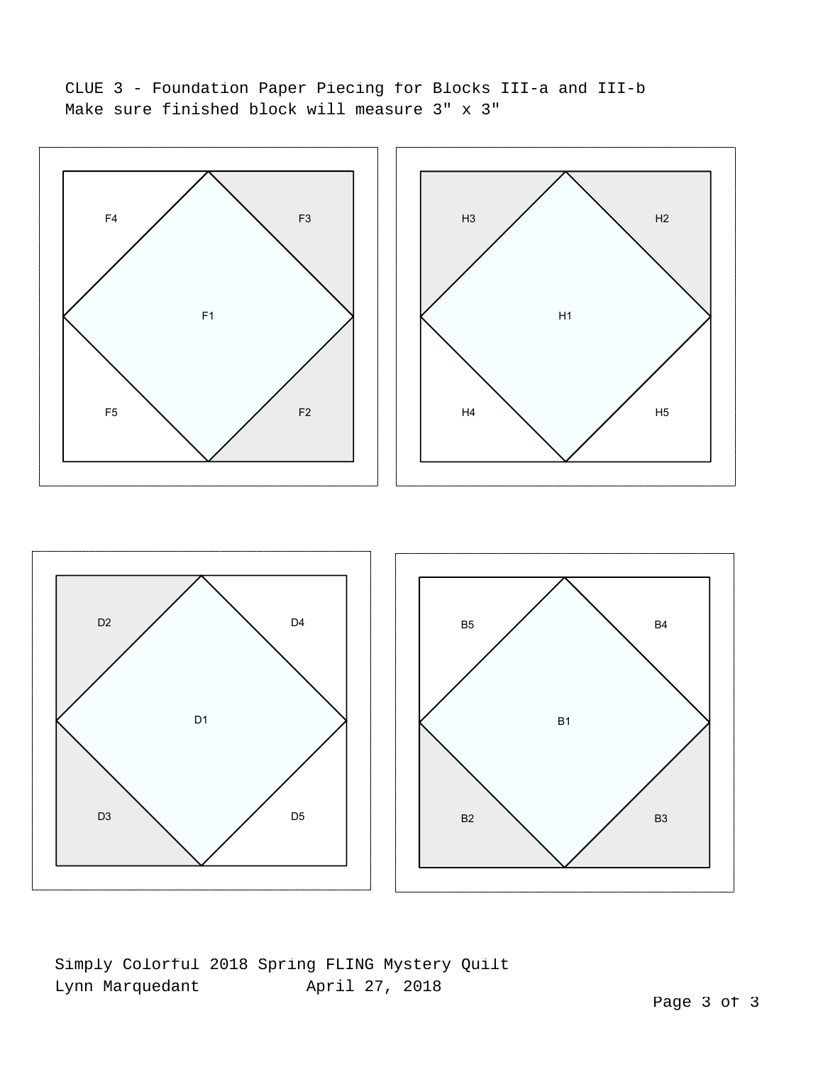CLUE 3 - Foundation Paper Piecing for Blocks III-a and III-b
Make sure finished block will measure 3" x 3"

F4
F3
F1
F5
F2

H3
H2
H1
H4
H5

D2
D4
D1
D3
D5

B5
B4
B1
B2
B3

Simply Colorful 2018 Spring FLING Mystery Quilt
Lynn Marquedant April 27, 2018